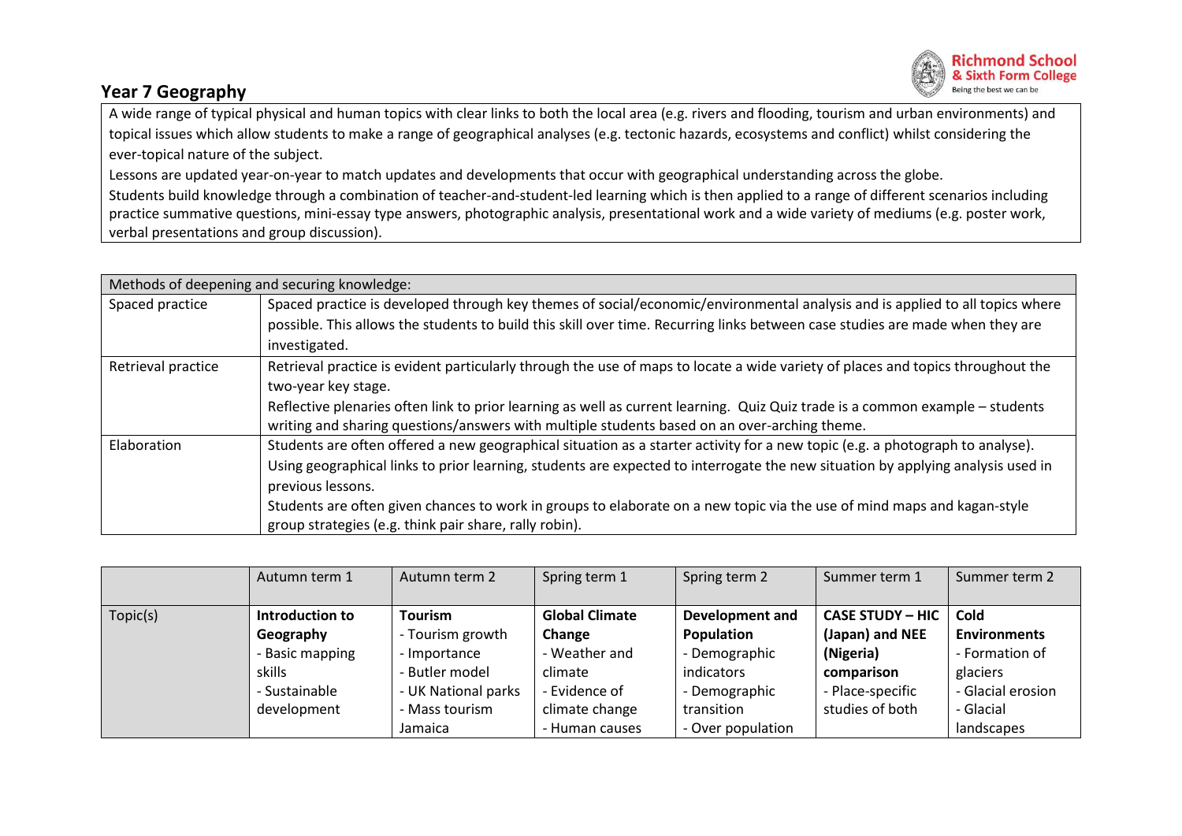## Year 7 Geography

A wide range of typical physical and human topics with clear links to both the local area (e.g. rivers and flooding, tourism and urban environments) and topical issues which allow students to make a range of geographical analyses (e.g. tectonic hazards, ecosystems and conflict) whilst considering the ever-topical nature of the subject.

Lessons are updated year-on-year to match updates and developments that occur with geographical understanding across the globe.

Students build knowledge through a combination of teacher-and-student-led learning which is then applied to a range of different scenarios including practice summative questions, mini-essay type answers, photographic analysis, presentational work and a wide variety of mediums (e.g. poster work, verbal presentations and group discussion).

| Methods of deepening and securing knowledge: | |
|---|---|
| Spaced practice | Spaced practice is developed through key themes of social/economic/environmental analysis and is applied to all topics where possible. This allows the students to build this skill over time. Recurring links between case studies are made when they are investigated. |
| Retrieval practice | Retrieval practice is evident particularly through the use of maps to locate a wide variety of places and topics throughout the two-year key stage.<br>Reflective plenaries often link to prior learning as well as current learning. Quiz Quiz trade is a common example – students writing and sharing questions/answers with multiple students based on an over-arching theme. |
| Elaboration | Students are often offered a new geographical situation as a starter activity for a new topic (e.g. a photograph to analyse).<br>Using geographical links to prior learning, students are expected to interrogate the new situation by applying analysis used in previous lessons.<br>Students are often given chances to work in groups to elaborate on a new topic via the use of mind maps and kagan-style group strategies (e.g. think pair share, rally robin). |

| | Autumn term 1 | Autumn term 2 | Spring term 1 | Spring term 2 | Summer term 1 | Summer term 2 |
|---|---|---|---|---|---|---|
| Topic(s) | **Introduction to Geography**<br>- Basic mapping skills<br>- Sustainable development | **Tourism**<br>- Tourism growth<br>- Importance<br>- Butler model<br>- UK National parks<br>- Mass tourism Jamaica | **Global Climate Change**<br>- Weather and climate<br>- Evidence of climate change<br>- Human causes | **Development and Population**<br>- Demographic indicators<br>- Demographic transition<br>- Over population | **CASE STUDY – HIC (Japan) and NEE (Nigeria) comparison**<br>- Place-specific studies of both | **Cold Environments**<br>- Formation of glaciers<br>- Glacial erosion<br>- Glacial landscapes |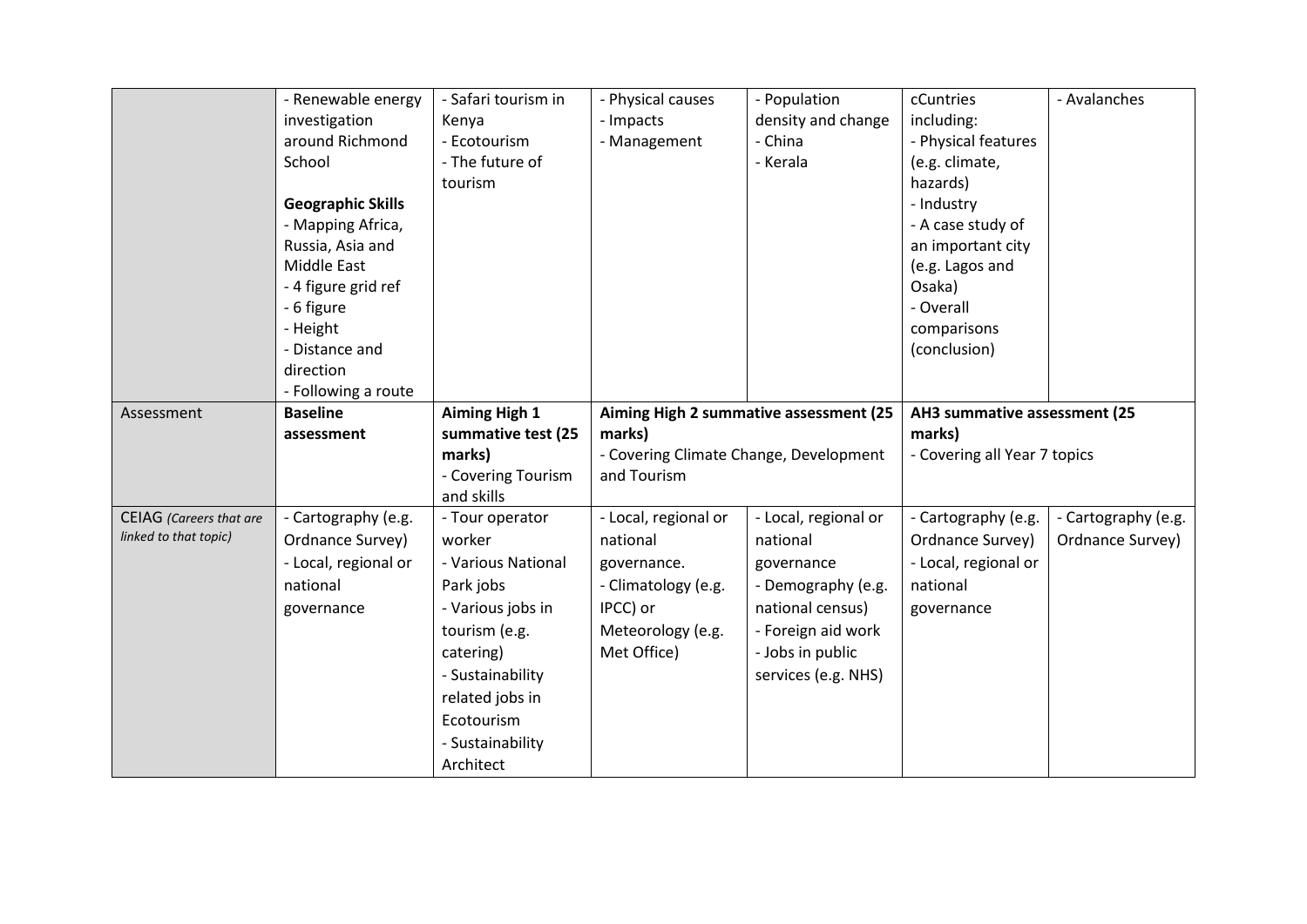| | | | | | | |
|---|---|---|---|---|---|---|
| | - Renewable energy investigation around Richmond School<br><br>**Geographic Skills**<br>- Mapping Africa, Russia, Asia and Middle East<br>- 4 figure grid ref<br>- 6 figure<br>- Height<br>- Distance and direction<br>- Following a route | - Safari tourism in Kenya<br>- Ecotourism<br>- The future of tourism | - Physical causes<br>- Impacts<br>- Management | - Population density and change<br>- China<br>- Kerala | cCuntries including:<br>- Physical features (e.g. climate, hazards)<br>- Industry<br>- A case study of an important city (e.g. Lagos and Osaka)<br>- Overall comparisons (conclusion) | - Avalanches |
| Assessment | **Baseline assessment** | **Aiming High 1 summative test (25 marks)**<br>- Covering Tourism and skills | **Aiming High 2 summative assessment (25 marks)**<br>- Covering Climate Change, Development and Tourism | | **AH3 summative assessment (25 marks)**<br>- Covering all Year 7 topics | |
| CEIAG *(Careers that are linked to that topic)* | - Cartography (e.g. Ordnance Survey)<br>- Local, regional or national governance | - Tour operator worker<br>- Various National Park jobs<br>- Various jobs in tourism (e.g. catering)<br>- Sustainability related jobs in Ecotourism<br>- Sustainability Architect | - Local, regional or national governance.<br>- Climatology (e.g. IPCC) or Meteorology (e.g. Met Office) | - Local, regional or national governance<br>- Demography (e.g. national census)<br>- Foreign aid work<br>- Jobs in public services (e.g. NHS) | - Cartography (e.g. Ordnance Survey)<br>- Local, regional or national governance | - Cartography (e.g. Ordnance Survey) |